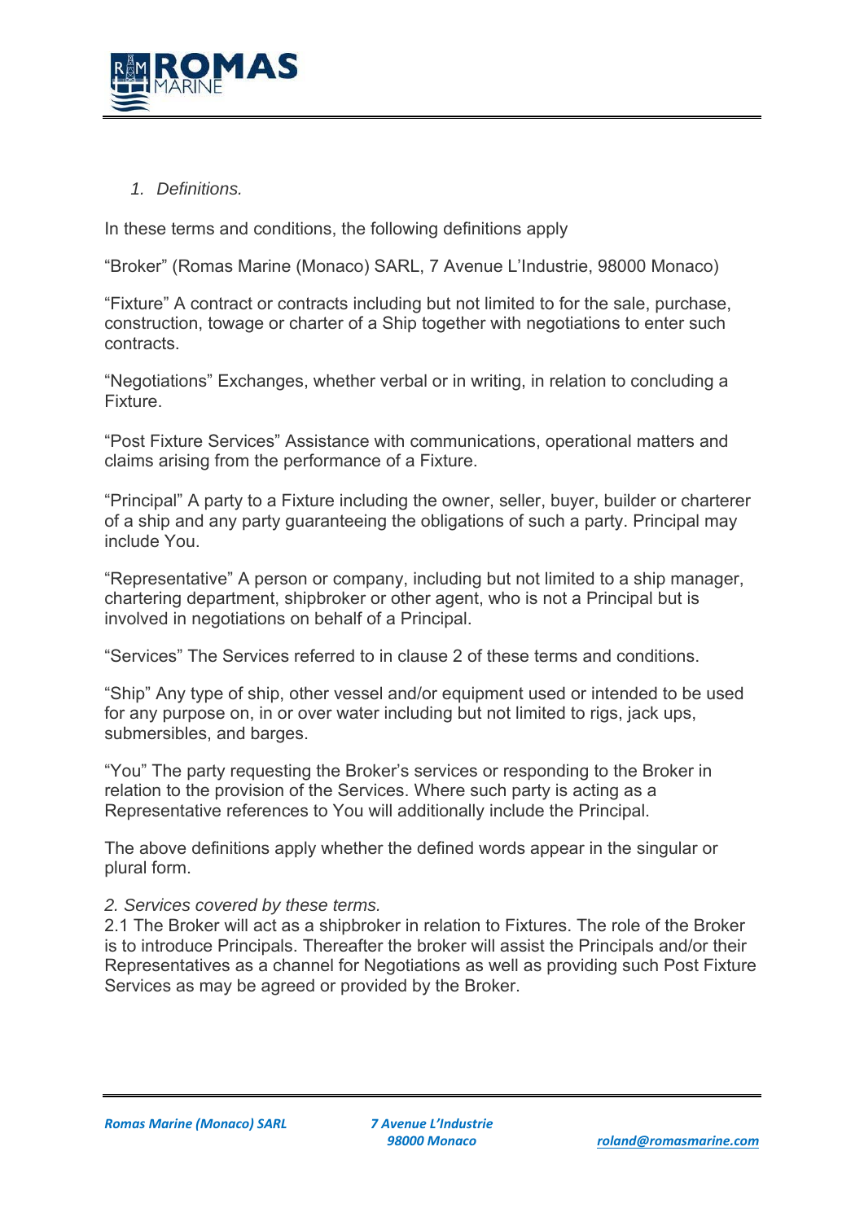1. *Definitions.*

In these terms and conditions, the following definitions apply

"Broker" (Romas Marine (Monaco) SARL, 7 Avenue L'Industrie, 98000 Monaco)

"Fixture" A contract or contracts including but not limited to for the sale, purchase, construction, towage or charter of a Ship together with negotiations to enter such contracts.

"Negotiations" Exchanges, whether verbal or in writing, in relation to concluding a Fixture.

"Post Fixture Services" Assistance with communications, operational matters and claims arising from the performance of a Fixture.

"Principal" A party to a Fixture including the owner, seller, buyer, builder or charterer of a ship and any party guaranteeing the obligations of such a party. Principal may include You.

"Representative" A person or company, including but not limited to a ship manager, chartering department, shipbroker or other agent, who is not a Principal but is involved in negotiations on behalf of a Principal.

"Services" The Services referred to in clause 2 of these terms and conditions.

"Ship" Any type of ship, other vessel and/or equipment used or intended to be used for any purpose on, in or over water including but not limited to rigs, jack ups, submersibles, and barges.

"You" The party requesting the Broker's services or responding to the Broker in relation to the provision of the Services. Where such party is acting as a Representative references to You will additionally include the Principal.

The above definitions apply whether the defined words appear in the singular or plural form.

*2. Services covered by these terms.*

2.1 The Broker will act as a shipbroker in relation to Fixtures. The role of the Broker is to introduce Principals. Thereafter the broker will assist the Principals and/or their Representatives as a channel for Negotiations as well as providing such Post Fixture Services as may be agreed or provided by the Broker.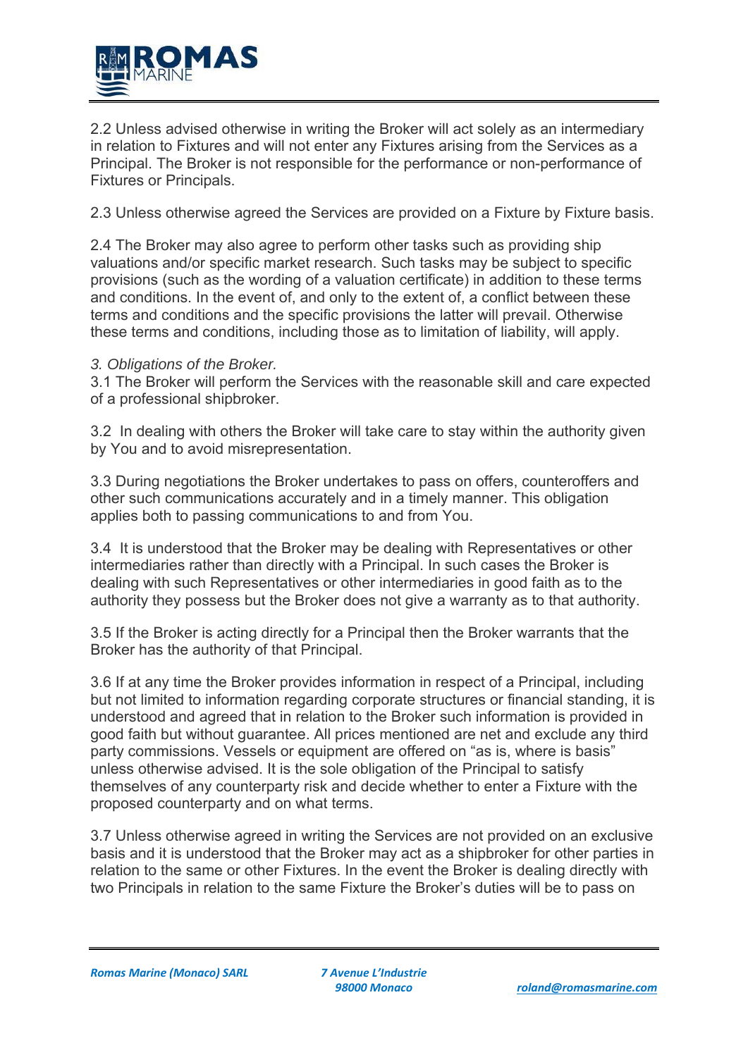2.2 Unless advised otherwise in writing the Broker will act solely as an intermediary in relation to Fixtures and will not enter any Fixtures arising from the Services as a Principal. The Broker is not responsible for the performance or non-performance of Fixtures or Principals.

2.3 Unless otherwise agreed the Services are provided on a Fixture by Fixture basis.

2.4 The Broker may also agree to perform other tasks such as providing ship valuations and/or specific market research. Such tasks may be subject to specific provisions (such as the wording of a valuation certificate) in addition to these terms and conditions. In the event of, and only to the extent of, a conflict between these terms and conditions and the specific provisions the latter will prevail. Otherwise these terms and conditions, including those as to limitation of liability, will apply.

*3. Obligations of the Broker.*

3.1 The Broker will perform the Services with the reasonable skill and care expected of a professional shipbroker.

3.2 In dealing with others the Broker will take care to stay within the authority given by You and to avoid misrepresentation.

3.3 During negotiations the Broker undertakes to pass on offers, counteroffers and other such communications accurately and in a timely manner. This obligation applies both to passing communications to and from You.

3.4 It is understood that the Broker may be dealing with Representatives or other intermediaries rather than directly with a Principal. In such cases the Broker is dealing with such Representatives or other intermediaries in good faith as to the authority they possess but the Broker does not give a warranty as to that authority.

3.5 If the Broker is acting directly for a Principal then the Broker warrants that the Broker has the authority of that Principal.

3.6 If at any time the Broker provides information in respect of a Principal, including but not limited to information regarding corporate structures or financial standing, it is understood and agreed that in relation to the Broker such information is provided in good faith but without guarantee. All prices mentioned are net and exclude any third party commissions. Vessels or equipment are offered on "as is, where is basis" unless otherwise advised. It is the sole obligation of the Principal to satisfy themselves of any counterparty risk and decide whether to enter a Fixture with the proposed counterparty and on what terms.

3.7 Unless otherwise agreed in writing the Services are not provided on an exclusive basis and it is understood that the Broker may act as a shipbroker for other parties in relation to the same or other Fixtures. In the event the Broker is dealing directly with two Principals in relation to the same Fixture the Broker's duties will be to pass on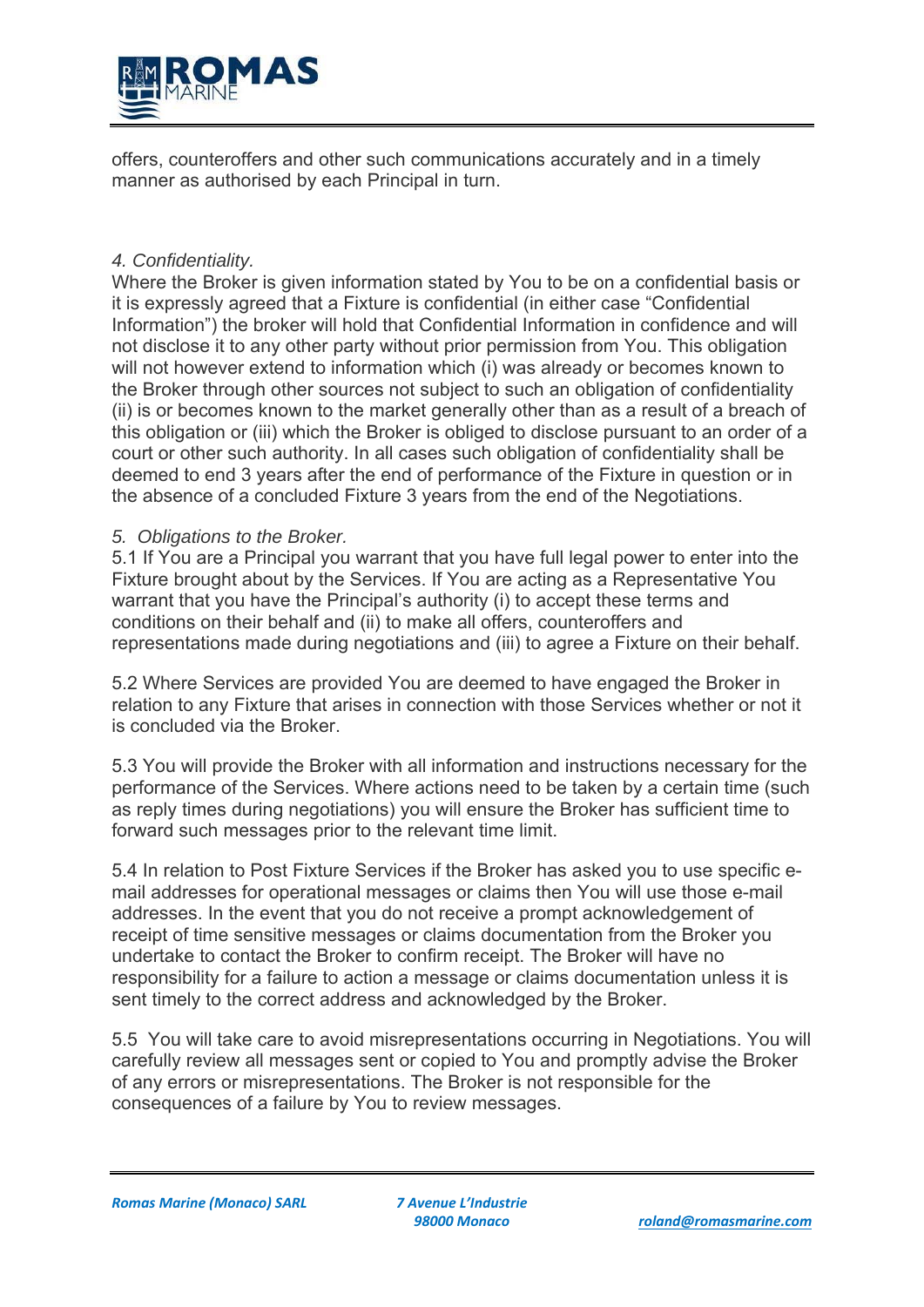offers, counteroffers and other such communications accurately and in a timely manner as authorised by each Principal in turn.

*4. Confidentiality.*

Where the Broker is given information stated by You to be on a confidential basis or it is expressly agreed that a Fixture is confidential (in either case "Confidential Information") the broker will hold that Confidential Information in confidence and will not disclose it to any other party without prior permission from You. This obligation will not however extend to information which (i) was already or becomes known to the Broker through other sources not subject to such an obligation of confidentiality (ii) is or becomes known to the market generally other than as a result of a breach of this obligation or (iii) which the Broker is obliged to disclose pursuant to an order of a court or other such authority. In all cases such obligation of confidentiality shall be deemed to end 3 years after the end of performance of the Fixture in question or in the absence of a concluded Fixture 3 years from the end of the Negotiations.

*5. Obligations to the Broker.*

5.1 If You are a Principal you warrant that you have full legal power to enter into the Fixture brought about by the Services. If You are acting as a Representative You warrant that you have the Principal's authority (i) to accept these terms and conditions on their behalf and (ii) to make all offers, counteroffers and representations made during negotiations and (iii) to agree a Fixture on their behalf.

5.2 Where Services are provided You are deemed to have engaged the Broker in relation to any Fixture that arises in connection with those Services whether or not it is concluded via the Broker.

5.3 You will provide the Broker with all information and instructions necessary for the performance of the Services. Where actions need to be taken by a certain time (such as reply times during negotiations) you will ensure the Broker has sufficient time to forward such messages prior to the relevant time limit.

5.4 In relation to Post Fixture Services if the Broker has asked you to use specific e-mail addresses for operational messages or claims then You will use those e-mail addresses. In the event that you do not receive a prompt acknowledgement of receipt of time sensitive messages or claims documentation from the Broker you undertake to contact the Broker to confirm receipt. The Broker will have no responsibility for a failure to action a message or claims documentation unless it is sent timely to the correct address and acknowledged by the Broker.

5.5 You will take care to avoid misrepresentations occurring in Negotiations. You will carefully review all messages sent or copied to You and promptly advise the Broker of any errors or misrepresentations. The Broker is not responsible for the consequences of a failure by You to review messages.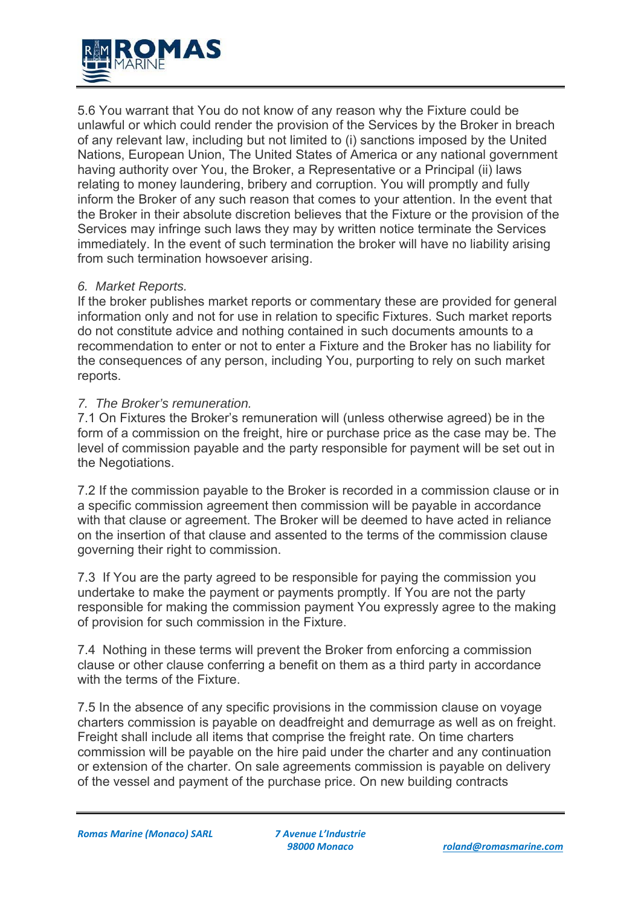5.6 You warrant that You do not know of any reason why the Fixture could be unlawful or which could render the provision of the Services by the Broker in breach of any relevant law, including but not limited to (i) sanctions imposed by the United Nations, European Union, The United States of America or any national government having authority over You, the Broker, a Representative or a Principal (ii) laws relating to money laundering, bribery and corruption. You will promptly and fully inform the Broker of any such reason that comes to your attention. In the event that the Broker in their absolute discretion believes that the Fixture or the provision of the Services may infringe such laws they may by written notice terminate the Services immediately. In the event of such termination the broker will have no liability arising from such termination howsoever arising.

*6. Market Reports.*

If the broker publishes market reports or commentary these are provided for general information only and not for use in relation to specific Fixtures. Such market reports do not constitute advice and nothing contained in such documents amounts to a recommendation to enter or not to enter a Fixture and the Broker has no liability for the consequences of any person, including You, purporting to rely on such market reports.

*7. The Broker's remuneration.*

7.1 On Fixtures the Broker's remuneration will (unless otherwise agreed) be in the form of a commission on the freight, hire or purchase price as the case may be. The level of commission payable and the party responsible for payment will be set out in the Negotiations.

7.2 If the commission payable to the Broker is recorded in a commission clause or in a specific commission agreement then commission will be payable in accordance with that clause or agreement. The Broker will be deemed to have acted in reliance on the insertion of that clause and assented to the terms of the commission clause governing their right to commission.

7.3 If You are the party agreed to be responsible for paying the commission you undertake to make the payment or payments promptly. If You are not the party responsible for making the commission payment You expressly agree to the making of provision for such commission in the Fixture.

7.4 Nothing in these terms will prevent the Broker from enforcing a commission clause or other clause conferring a benefit on them as a third party in accordance with the terms of the Fixture.

7.5 In the absence of any specific provisions in the commission clause on voyage charters commission is payable on deadfreight and demurrage as well as on freight. Freight shall include all items that comprise the freight rate. On time charters commission will be payable on the hire paid under the charter and any continuation or extension of the charter. On sale agreements commission is payable on delivery of the vessel and payment of the purchase price. On new building contracts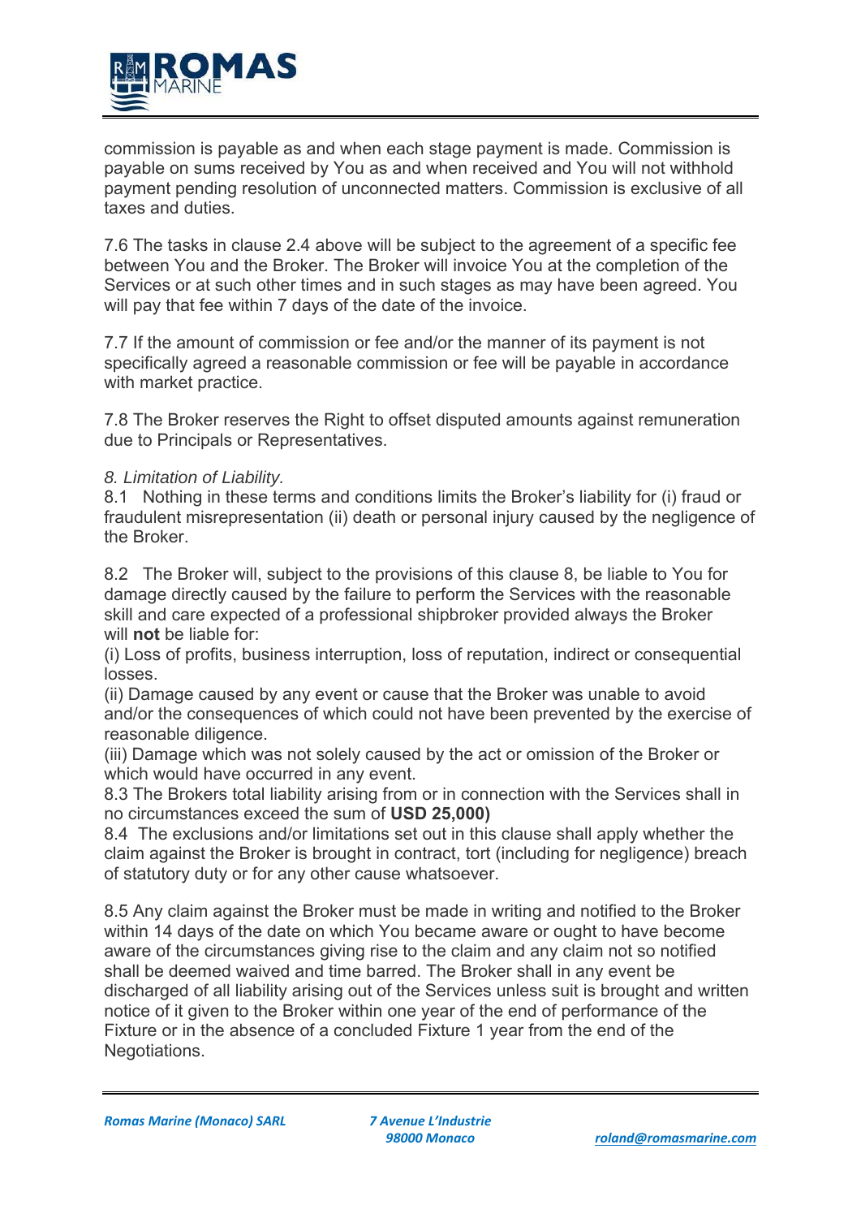commission is payable as and when each stage payment is made. Commission is payable on sums received by You as and when received and You will not withhold payment pending resolution of unconnected matters. Commission is exclusive of all taxes and duties.

7.6 The tasks in clause 2.4 above will be subject to the agreement of a specific fee between You and the Broker. The Broker will invoice You at the completion of the Services or at such other times and in such stages as may have been agreed. You will pay that fee within 7 days of the date of the invoice.

7.7 If the amount of commission or fee and/or the manner of its payment is not specifically agreed a reasonable commission or fee will be payable in accordance with market practice.

7.8 The Broker reserves the Right to offset disputed amounts against remuneration due to Principals or Representatives.

*8. Limitation of Liability.*

8.1 Nothing in these terms and conditions limits the Broker's liability for (i) fraud or fraudulent misrepresentation (ii) death or personal injury caused by the negligence of the Broker.

8.2 The Broker will, subject to the provisions of this clause 8, be liable to You for damage directly caused by the failure to perform the Services with the reasonable skill and care expected of a professional shipbroker provided always the Broker will **not** be liable for:

(i) Loss of profits, business interruption, loss of reputation, indirect or consequential losses.

(ii) Damage caused by any event or cause that the Broker was unable to avoid and/or the consequences of which could not have been prevented by the exercise of reasonable diligence.

(iii) Damage which was not solely caused by the act or omission of the Broker or which would have occurred in any event.

8.3 The Brokers total liability arising from or in connection with the Services shall in no circumstances exceed the sum of **USD 25,000)**

8.4 The exclusions and/or limitations set out in this clause shall apply whether the claim against the Broker is brought in contract, tort (including for negligence) breach of statutory duty or for any other cause whatsoever.

8.5 Any claim against the Broker must be made in writing and notified to the Broker within 14 days of the date on which You became aware or ought to have become aware of the circumstances giving rise to the claim and any claim not so notified shall be deemed waived and time barred. The Broker shall in any event be discharged of all liability arising out of the Services unless suit is brought and written notice of it given to the Broker within one year of the end of performance of the Fixture or in the absence of a concluded Fixture 1 year from the end of the Negotiations.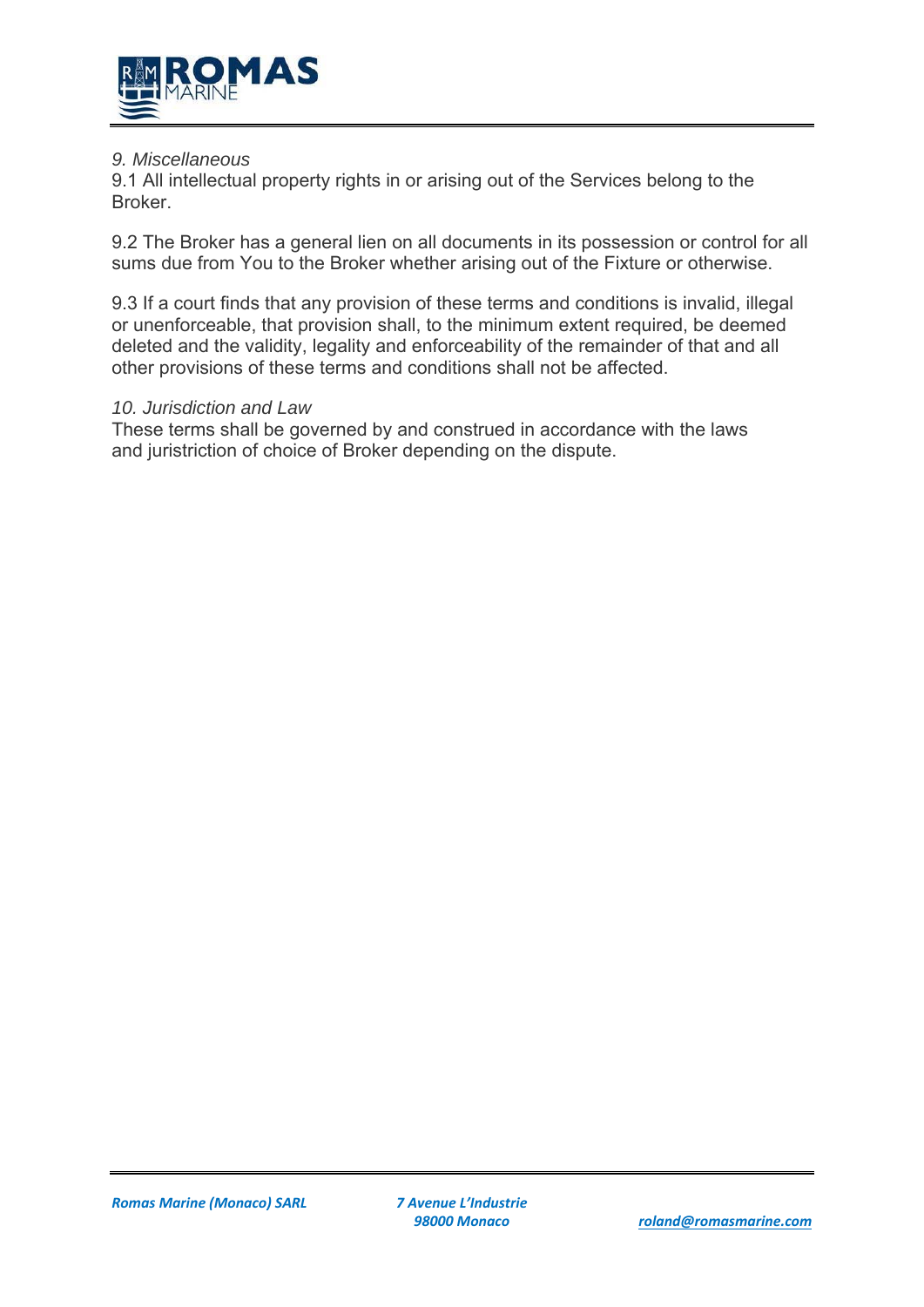*9. Miscellaneous*

9.1 All intellectual property rights in or arising out of the Services belong to the Broker.

9.2 The Broker has a general lien on all documents in its possession or control for all sums due from You to the Broker whether arising out of the Fixture or otherwise.

9.3 If a court finds that any provision of these terms and conditions is invalid, illegal or unenforceable, that provision shall, to the minimum extent required, be deemed deleted and the validity, legality and enforceability of the remainder of that and all other provisions of these terms and conditions shall not be affected.

*10. Jurisdiction and Law*

These terms shall be governed by and construed in accordance with the laws and juristriction of choice of Broker depending on the dispute.